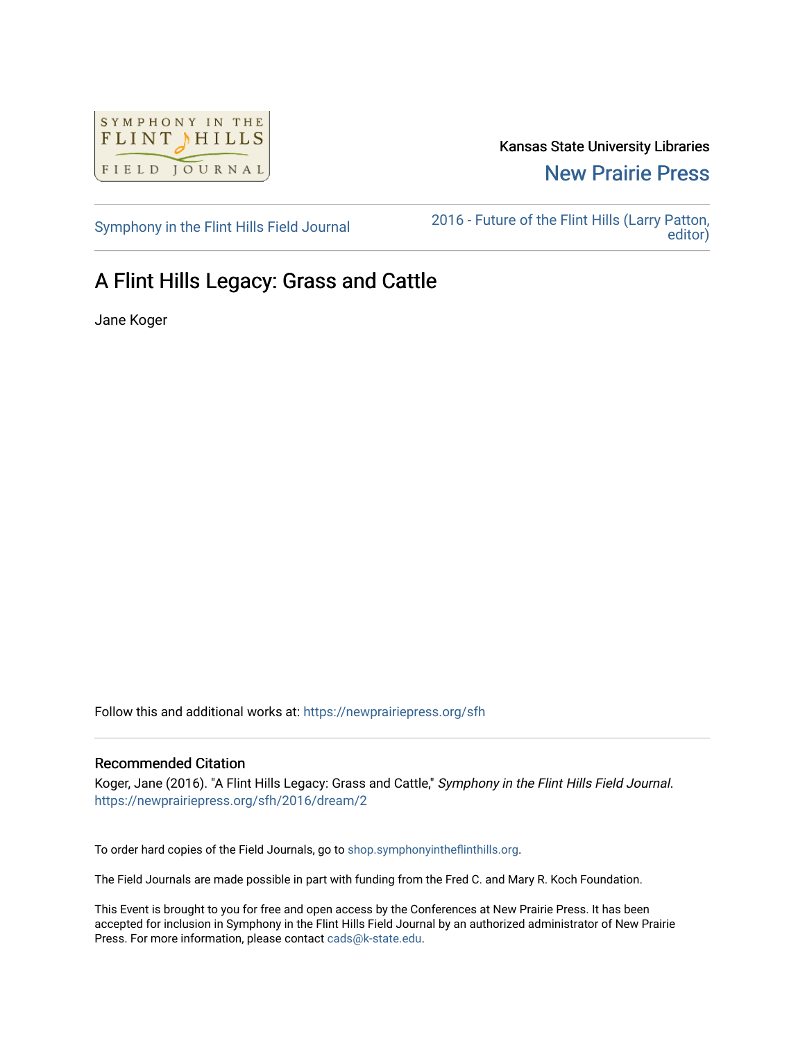Kansas State University Libraries

New Prairie Press

Symphony in the Flint Hills Field Journal

2016 - Future of the Flint Hills (Larry Patton, editor)

# A Flint Hills Legacy: Grass and Cattle

Jane Koger

Follow this and additional works at: https://newprairiepress.org/sfh

## Recommended Citation

Koger, Jane (2016). "A Flint Hills Legacy: Grass and Cattle," *Symphony in the Flint Hills Field Journal*. https://newprairiepress.org/sfh/2016/dream/2

To order hard copies of the Field Journals, go to shop.symphonyintheflinthills.org.

The Field Journals are made possible in part with funding from the Fred C. and Mary R. Koch Foundation.

This Event is brought to you for free and open access by the Conferences at New Prairie Press. It has been accepted for inclusion in Symphony in the Flint Hills Field Journal by an authorized administrator of New Prairie Press. For more information, please contact cads@k-state.edu.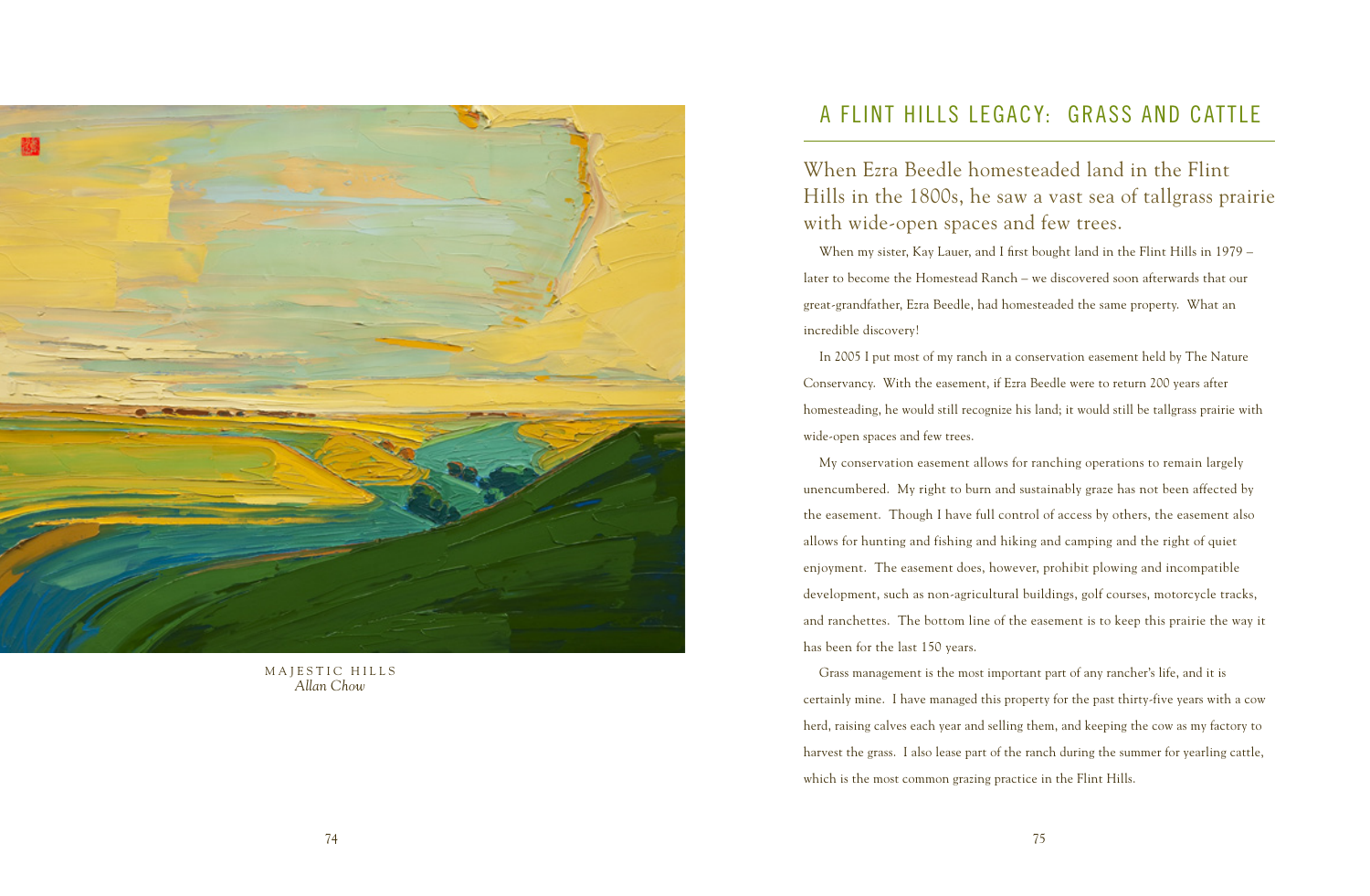MAJESTIC HILLS
*Allan Chow*

## A FLINT HILLS LEGACY: GRASS AND CATTLE

When Ezra Beedle homesteaded land in the Flint Hills in the 1800s, he saw a vast sea of tallgrass prairie with wide-open spaces and few trees.

When my sister, Kay Lauer, and I first bought land in the Flint Hills in 1979 – later to become the Homestead Ranch – we discovered soon afterwards that our great-grandfather, Ezra Beedle, had homesteaded the same property. What an incredible discovery!

In 2005 I put most of my ranch in a conservation easement held by The Nature Conservancy. With the easement, if Ezra Beedle were to return 200 years after homesteading, he would still recognize his land; it would still be tallgrass prairie with wide-open spaces and few trees.

My conservation easement allows for ranching operations to remain largely unencumbered. My right to burn and sustainably graze has not been affected by the easement. Though I have full control of access by others, the easement also allows for hunting and fishing and hiking and camping and the right of quiet enjoyment. The easement does, however, prohibit plowing and incompatible development, such as non-agricultural buildings, golf courses, motorcycle tracks, and ranchettes. The bottom line of the easement is to keep this prairie the way it has been for the last 150 years.

Grass management is the most important part of any rancher's life, and it is certainly mine. I have managed this property for the past thirty-five years with a cow herd, raising calves each year and selling them, and keeping the cow as my factory to harvest the grass. I also lease part of the ranch during the summer for yearling cattle, which is the most common grazing practice in the Flint Hills.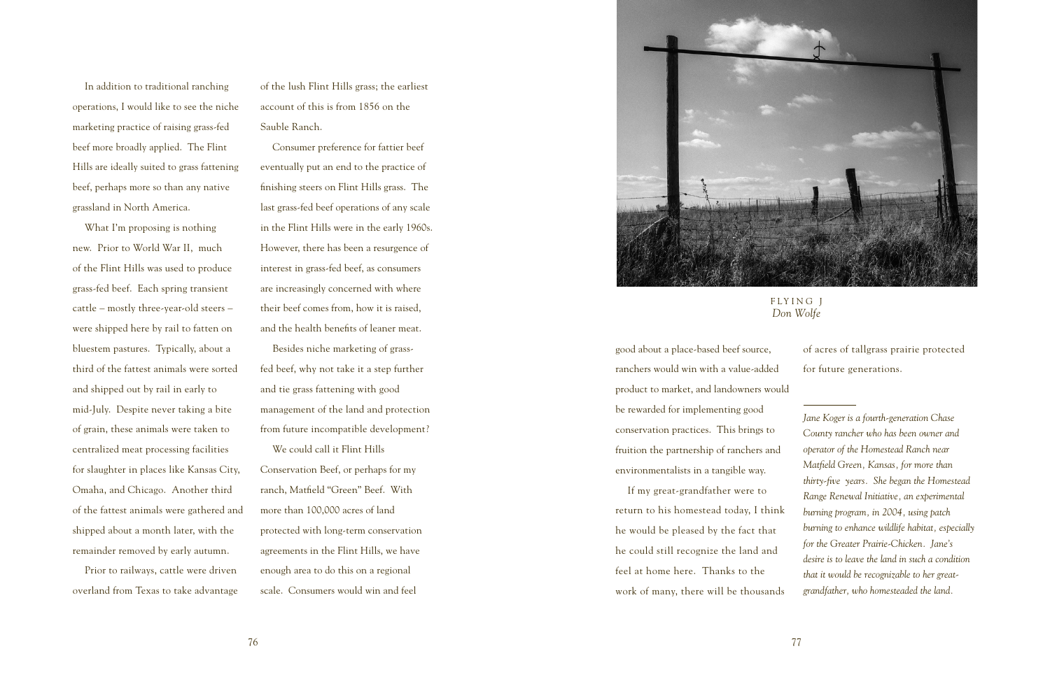In addition to traditional ranching operations, I would like to see the niche marketing practice of raising grass-fed beef more broadly applied. The Flint Hills are ideally suited to grass fattening beef, perhaps more so than any native grassland in North America.

What I'm proposing is nothing new. Prior to World War II, much of the Flint Hills was used to produce grass-fed beef. Each spring transient cattle – mostly three-year-old steers – were shipped here by rail to fatten on bluestem pastures. Typically, about a third of the fattest animals were sorted and shipped out by rail in early to mid-July. Despite never taking a bite of grain, these animals were taken to centralized meat processing facilities for slaughter in places like Kansas City, Omaha, and Chicago. Another third of the fattest animals were gathered and shipped about a month later, with the remainder removed by early autumn.

Prior to railways, cattle were driven overland from Texas to take advantage of the lush Flint Hills grass; the earliest account of this is from 1856 on the Sauble Ranch.

Consumer preference for fattier beef eventually put an end to the practice of finishing steers on Flint Hills grass. The last grass-fed beef operations of any scale in the Flint Hills were in the early 1960s. However, there has been a resurgence of interest in grass-fed beef, as consumers are increasingly concerned with where their beef comes from, how it is raised, and the health benefits of leaner meat.

Besides niche marketing of grass-fed beef, why not take it a step further and tie grass fattening with good management of the land and protection from future incompatible development?

We could call it Flint Hills Conservation Beef, or perhaps for my ranch, Matfield "Green" Beef. With more than 100,000 acres of land protected with long-term conservation agreements in the Flint Hills, we have enough area to do this on a regional scale. Consumers would win and feel good about a place-based beef source, ranchers would win with a value-added product to market, and landowners would be rewarded for implementing good conservation practices. This brings to fruition the partnership of ranchers and environmentalists in a tangible way.

If my great-grandfather were to return to his homestead today, I think he would be pleased by the fact that he could still recognize the land and feel at home here. Thanks to the work of many, there will be thousands of acres of tallgrass prairie protected for future generations.

FLYING J
*Don Wolfe*

---

*Jane Koger is a fourth-generation Chase County rancher who has been owner and operator of the Homestead Ranch near Matfield Green, Kansas, for more than thirty-five years. She began the Homestead Range Renewal Initiative, an experimental burning program, in 2004, using patch burning to enhance wildlife habitat, especially for the Greater Prairie-Chicken. Jane's desire is to leave the land in such a condition that it would be recognizable to her great-grandfather, who homesteaded the land.*